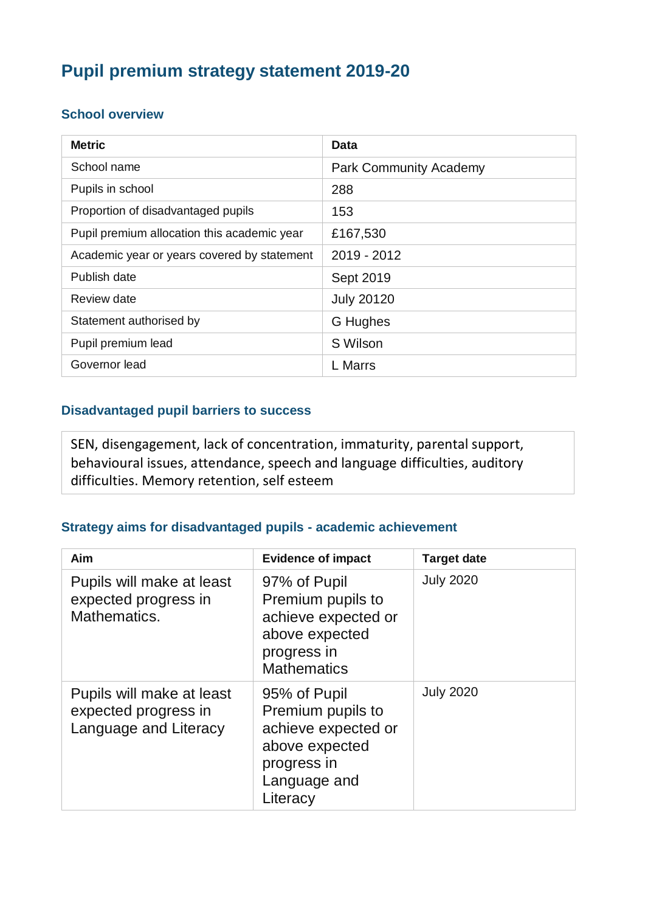# Pupil premium strategy statement 2019-20

## School overview

| Metric | Data |
|---|---|
| School name | Park Community Academy |
| Pupils in school | 288 |
| Proportion of disadvantaged pupils | 153 |
| Pupil premium allocation this academic year | £167,530 |
| Academic year or years covered by statement | 2019 - 2012 |
| Publish date | Sept 2019 |
| Review date | July 20120 |
| Statement authorised by | G Hughes |
| Pupil premium lead | S Wilson |
| Governor lead | L Marrs |

## Disadvantaged pupil barriers to success

SEN, disengagement, lack of concentration, immaturity, parental support, behavioural issues, attendance, speech and language difficulties, auditory difficulties. Memory retention, self esteem

## Strategy aims for disadvantaged pupils - academic achievement

| Aim | Evidence of impact | Target date |
|---|---|---|
| Pupils will make at least expected progress in Mathematics. | 97% of Pupil Premium pupils to achieve expected or above expected progress in Mathematics | July 2020 |
| Pupils will make at least expected progress in Language and Literacy | 95% of Pupil Premium pupils to achieve expected or above expected progress in Language and Literacy | July 2020 |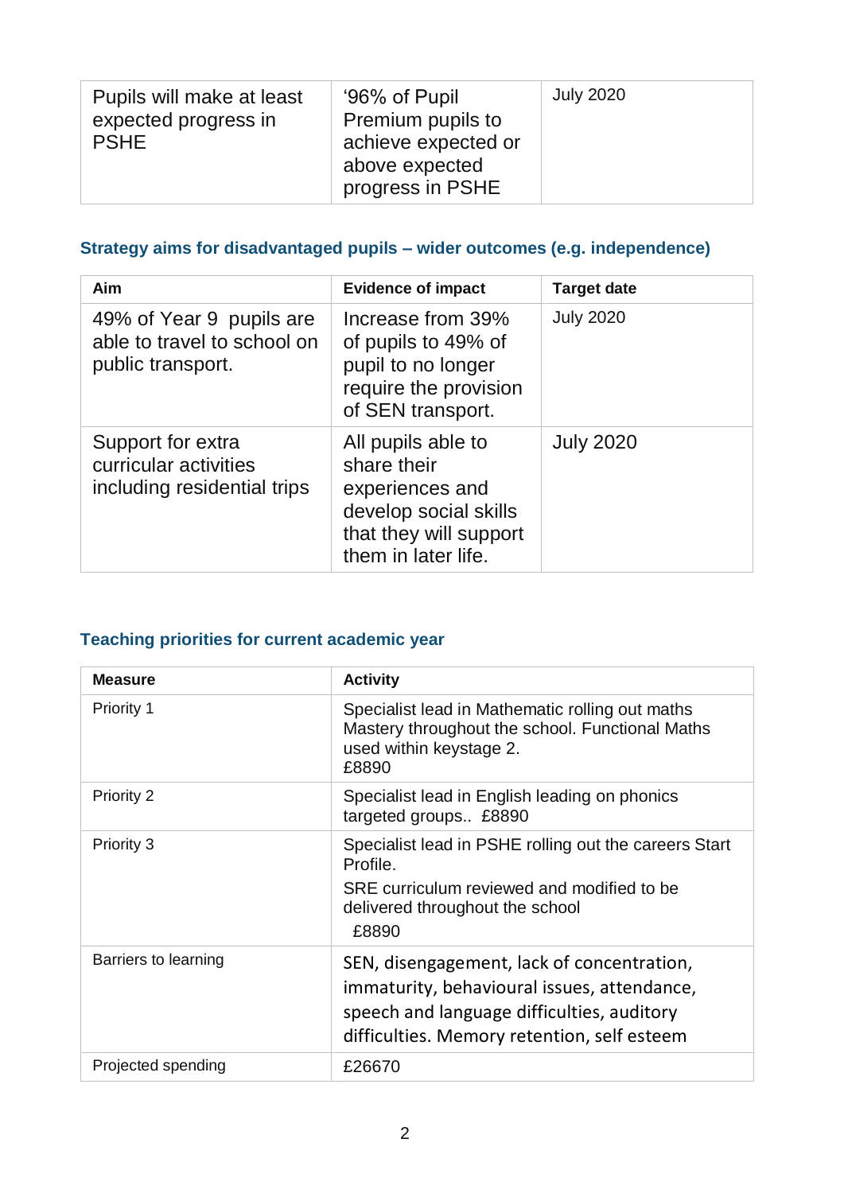| Pupils will make at least expected progress in PSHE | '96% of Pupil Premium pupils to achieve expected or above expected progress in PSHE | July 2020 |
|---|---|---|

### Strategy aims for disadvantaged pupils – wider outcomes (e.g. independence)

| Aim | Evidence of impact | Target date |
|---|---|---|
| 49% of Year 9 pupils are able to travel to school on public transport. | Increase from 39% of pupils to 49% of pupil to no longer require the provision of SEN transport. | July 2020 |
| Support for extra curricular activities including residential trips | All pupils able to share their experiences and develop social skills that they will support them in later life. | July 2020 |

### Teaching priorities for current academic year

| Measure | Activity |
|---|---|
| Priority 1 | Specialist lead in Mathematic rolling out maths Mastery throughout the school. Functional Maths used within keystage 2. £8890 |
| Priority 2 | Specialist lead in English leading on phonics targeted groups.. £8890 |
| Priority 3 | Specialist lead in PSHE rolling out the careers Start Profile. SRE curriculum reviewed and modified to be delivered throughout the school £8890 |
| Barriers to learning | SEN, disengagement, lack of concentration, immaturity, behavioural issues, attendance, speech and language difficulties, auditory difficulties. Memory retention, self esteem |
| Projected spending | £26670 |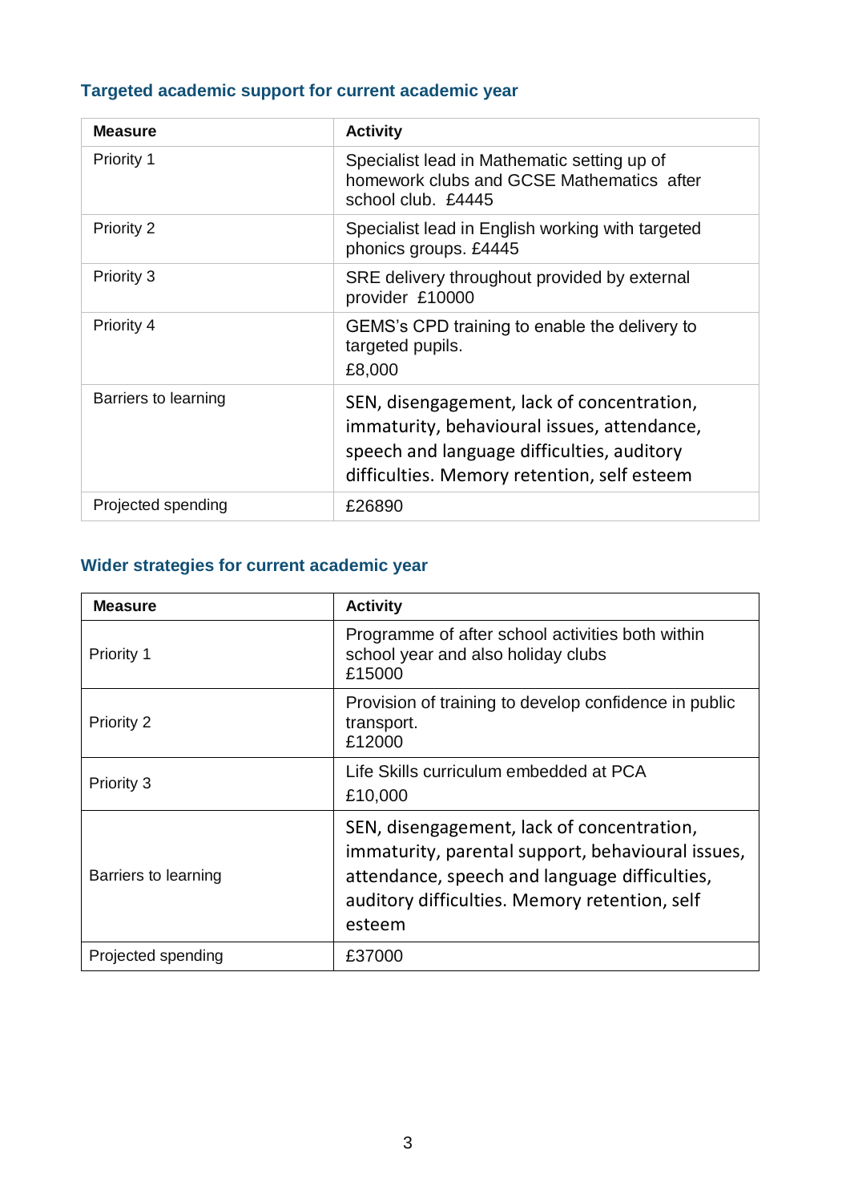### Targeted academic support for current academic year

| Measure | Activity |
| --- | --- |
| Priority 1 | Specialist lead in Mathematic setting up of homework clubs and GCSE Mathematics after school club. £4445 |
| Priority 2 | Specialist lead in English working with targeted phonics groups. £4445 |
| Priority 3 | SRE delivery throughout provided by external provider £10000 |
| Priority 4 | GEMS's CPD training to enable the delivery to targeted pupils. £8,000 |
| Barriers to learning | SEN, disengagement, lack of concentration, immaturity, behavioural issues, attendance, speech and language difficulties, auditory difficulties. Memory retention, self esteem |
| Projected spending | £26890 |

### Wider strategies for current academic year

| Measure | Activity |
| --- | --- |
| Priority 1 | Programme of after school activities both within school year and also holiday clubs £15000 |
| Priority 2 | Provision of training to develop confidence in public transport. £12000 |
| Priority 3 | Life Skills curriculum embedded at PCA £10,000 |
| Barriers to learning | SEN, disengagement, lack of concentration, immaturity, parental support, behavioural issues, attendance, speech and language difficulties, auditory difficulties. Memory retention, self esteem |
| Projected spending | £37000 |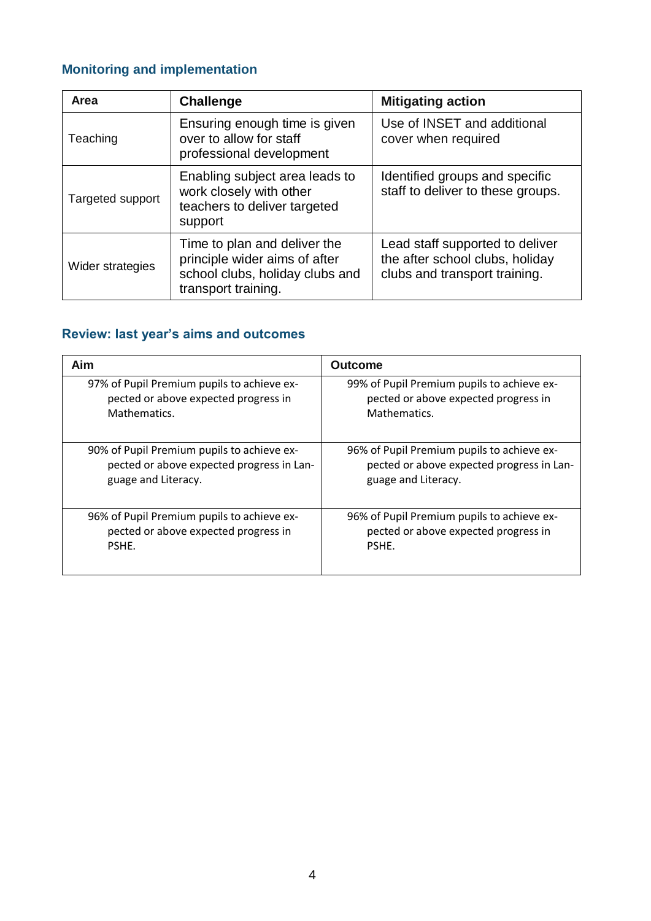## Monitoring and implementation

| Area | Challenge | Mitigating action |
|---|---|---|
| Teaching | Ensuring enough time is given over to allow for staff professional development | Use of INSET and additional cover when required |
| Targeted support | Enabling subject area leads to work closely with other teachers to deliver targeted support | Identified groups and specific staff to deliver to these groups. |
| Wider strategies | Time to plan and deliver the principle wider aims of after school clubs, holiday clubs and transport training. | Lead staff supported to deliver the after school clubs, holiday clubs and transport training. |

## Review: last year's aims and outcomes

| Aim | Outcome |
|---|---|
| 97% of Pupil Premium pupils to achieve expected or above expected progress in Mathematics. | 99% of Pupil Premium pupils to achieve expected or above expected progress in Mathematics. |
| 90% of Pupil Premium pupils to achieve expected or above expected progress in Language and Literacy. | 96% of Pupil Premium pupils to achieve expected or above expected progress in Language and Literacy. |
| 96% of Pupil Premium pupils to achieve expected or above expected progress in PSHE. | 96% of Pupil Premium pupils to achieve expected or above expected progress in PSHE. |